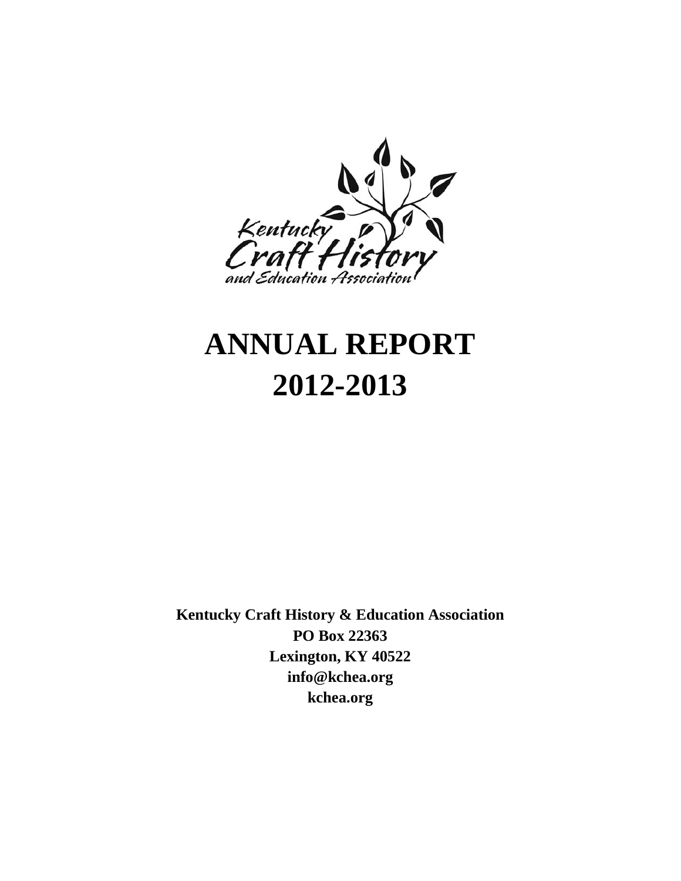# ANNUAL REPORT
# 2012-2013

**Kentucky Craft History & Education Association**
**PO Box 22363**
**Lexington, KY 40522**
**info@kchea.org**
**kchea.org**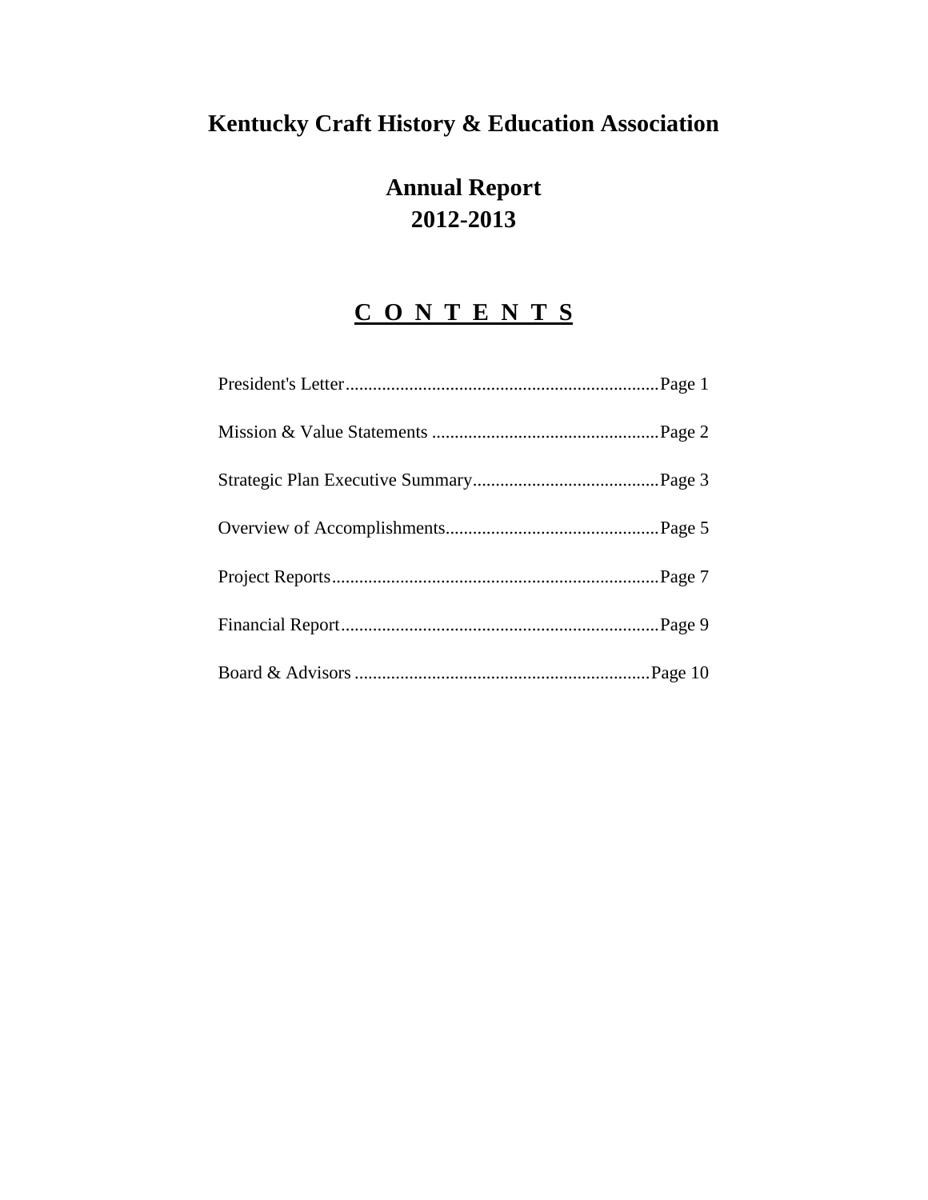# Kentucky Craft History & Education Association

## Annual Report
## 2012-2013

## C O N T E N T S

President's Letter....................................................................Page 1

Mission & Value Statements ..................................................Page 2

Strategic Plan Executive Summary.........................................Page 3

Overview of Accomplishments...............................................Page 5

Project Reports.......................................................................Page 7

Financial Report.....................................................................Page 9

Board & Advisors ................................................................Page 10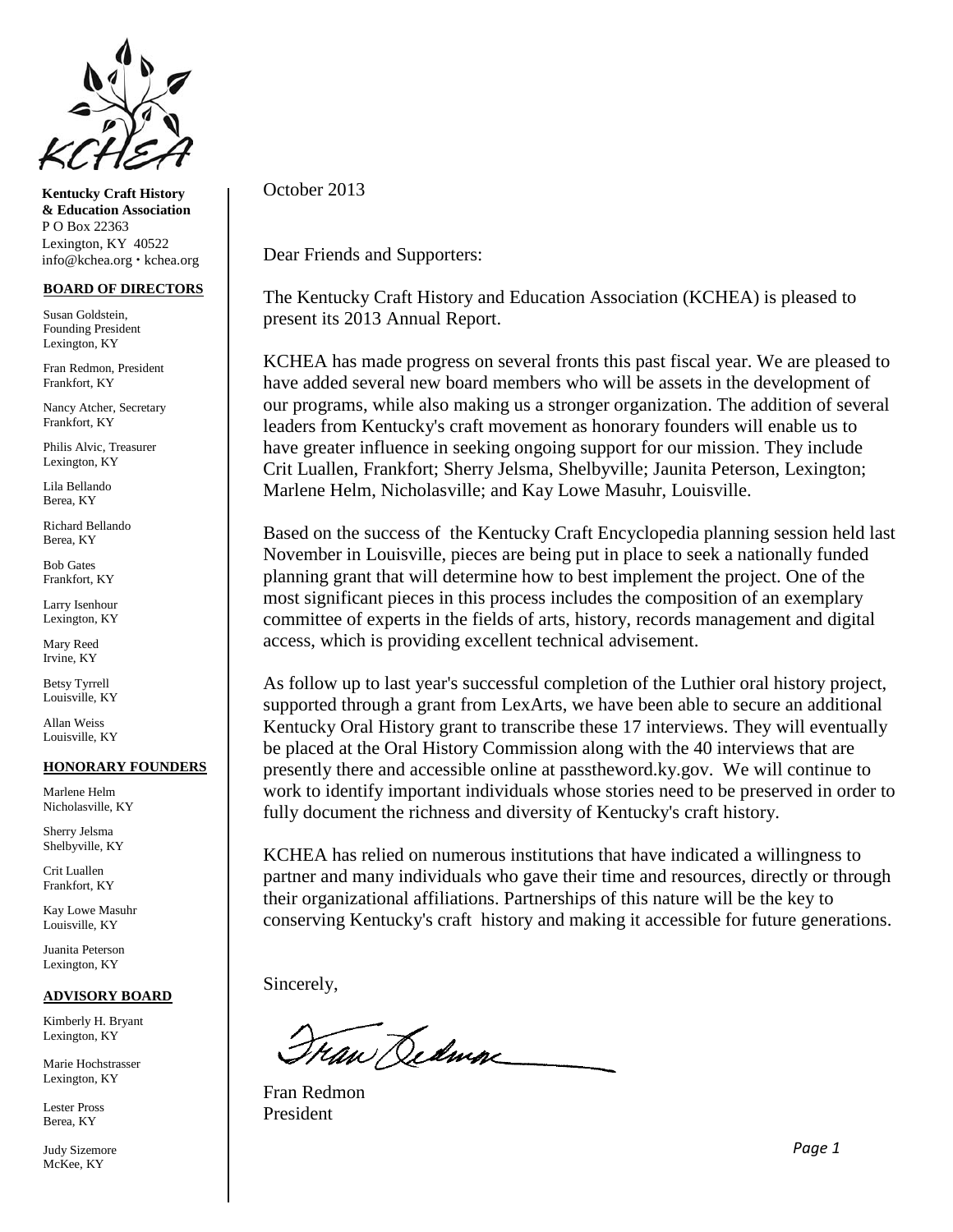**Kentucky Craft History & Education Association**
P O Box 22363
Lexington, KY 40522
info@kchea.org • kchea.org

**BOARD OF DIRECTORS**

Susan Goldstein, Founding President
Lexington, KY

Fran Redmon, President
Frankfort, KY

Nancy Atcher, Secretary
Frankfort, KY

Philis Alvic, Treasurer
Lexington, KY

Lila Bellando
Berea, KY

Richard Bellando
Berea, KY

Bob Gates
Frankfort, KY

Larry Isenhour
Lexington, KY

Mary Reed
Irvine, KY

Betsy Tyrrell
Louisville, KY

Allan Weiss
Louisville, KY

**HONORARY FOUNDERS**

Marlene Helm
Nicholasville, KY

Sherry Jelsma
Shelbyville, KY

Crit Luallen
Frankfort, KY

Kay Lowe Masuhr
Louisville, KY

Juanita Peterson
Lexington, KY

**ADVISORY BOARD**

Kimberly H. Bryant
Lexington, KY

Marie Hochstrasser
Lexington, KY

Lester Pross
Berea, KY

Judy Sizemore
McKee, KY

---

October 2013

Dear Friends and Supporters:

The Kentucky Craft History and Education Association (KCHEA) is pleased to present its 2013 Annual Report.

KCHEA has made progress on several fronts this past fiscal year. We are pleased to have added several new board members who will be assets in the development of our programs, while also making us a stronger organization. The addition of several leaders from Kentucky's craft movement as honorary founders will enable us to have greater influence in seeking ongoing support for our mission. They include Crit Luallen, Frankfort; Sherry Jelsma, Shelbyville; Jaunita Peterson, Lexington; Marlene Helm, Nicholasville; and Kay Lowe Masuhr, Louisville.

Based on the success of the Kentucky Craft Encyclopedia planning session held last November in Louisville, pieces are being put in place to seek a nationally funded planning grant that will determine how to best implement the project. One of the most significant pieces in this process includes the composition of an exemplary committee of experts in the fields of arts, history, records management and digital access, which is providing excellent technical advisement.

As follow up to last year's successful completion of the Luthier oral history project, supported through a grant from LexArts, we have been able to secure an additional Kentucky Oral History grant to transcribe these 17 interviews. They will eventually be placed at the Oral History Commission along with the 40 interviews that are presently there and accessible online at passtheword.ky.gov. We will continue to work to identify important individuals whose stories need to be preserved in order to fully document the richness and diversity of Kentucky's craft history.

KCHEA has relied on numerous institutions that have indicated a willingness to partner and many individuals who gave their time and resources, directly or through their organizational affiliations. Partnerships of this nature will be the key to conserving Kentucky's craft history and making it accessible for future generations.

Sincerely,

Fran Redmon
President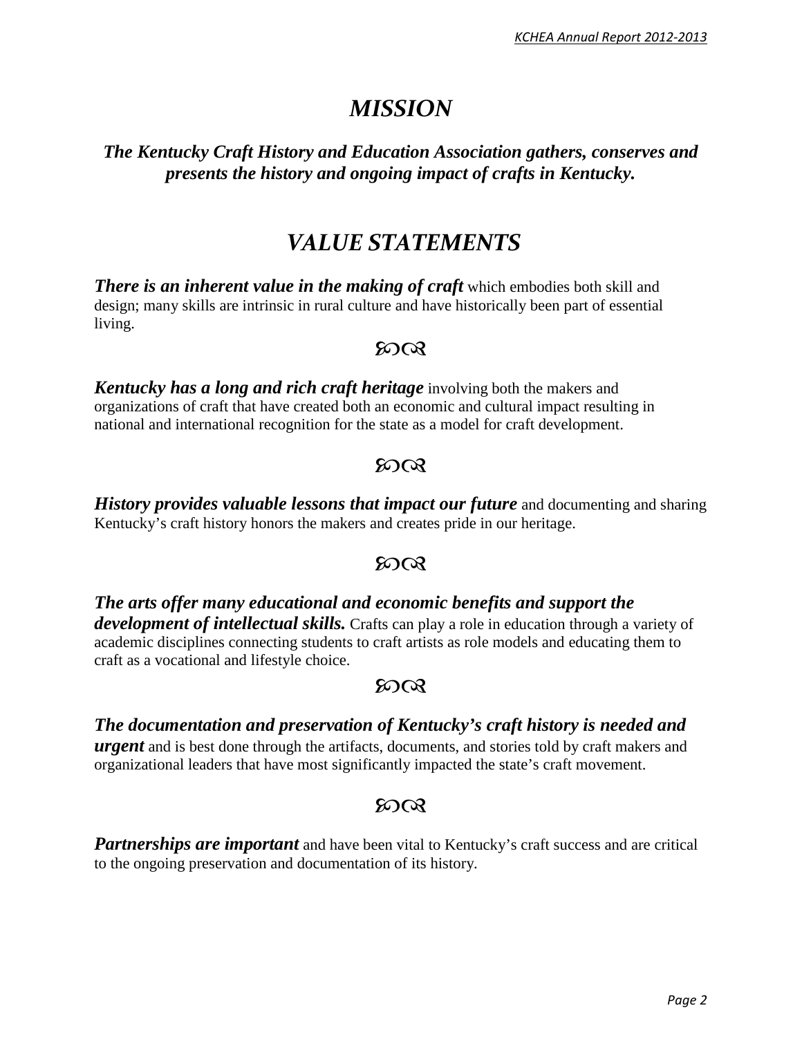# *MISSION*

***The Kentucky Craft History and Education Association gathers, conserves and presents the history and ongoing impact of crafts in Kentucky.***

# *VALUE STATEMENTS*

***There is an inherent value in the making of craft*** which embodies both skill and design; many skills are intrinsic in rural culture and have historically been part of essential living.

༄༅

***Kentucky has a long and rich craft heritage*** involving both the makers and organizations of craft that have created both an economic and cultural impact resulting in national and international recognition for the state as a model for craft development.

༄༅

***History provides valuable lessons that impact our future*** and documenting and sharing Kentucky's craft history honors the makers and creates pride in our heritage.

༄༅

***The arts offer many educational and economic benefits and support the development of intellectual skills.*** Crafts can play a role in education through a variety of academic disciplines connecting students to craft artists as role models and educating them to craft as a vocational and lifestyle choice.

༄༅

***The documentation and preservation of Kentucky's craft history is needed and urgent*** and is best done through the artifacts, documents, and stories told by craft makers and organizational leaders that have most significantly impacted the state's craft movement.

༄༅

***Partnerships are important*** and have been vital to Kentucky's craft success and are critical to the ongoing preservation and documentation of its history.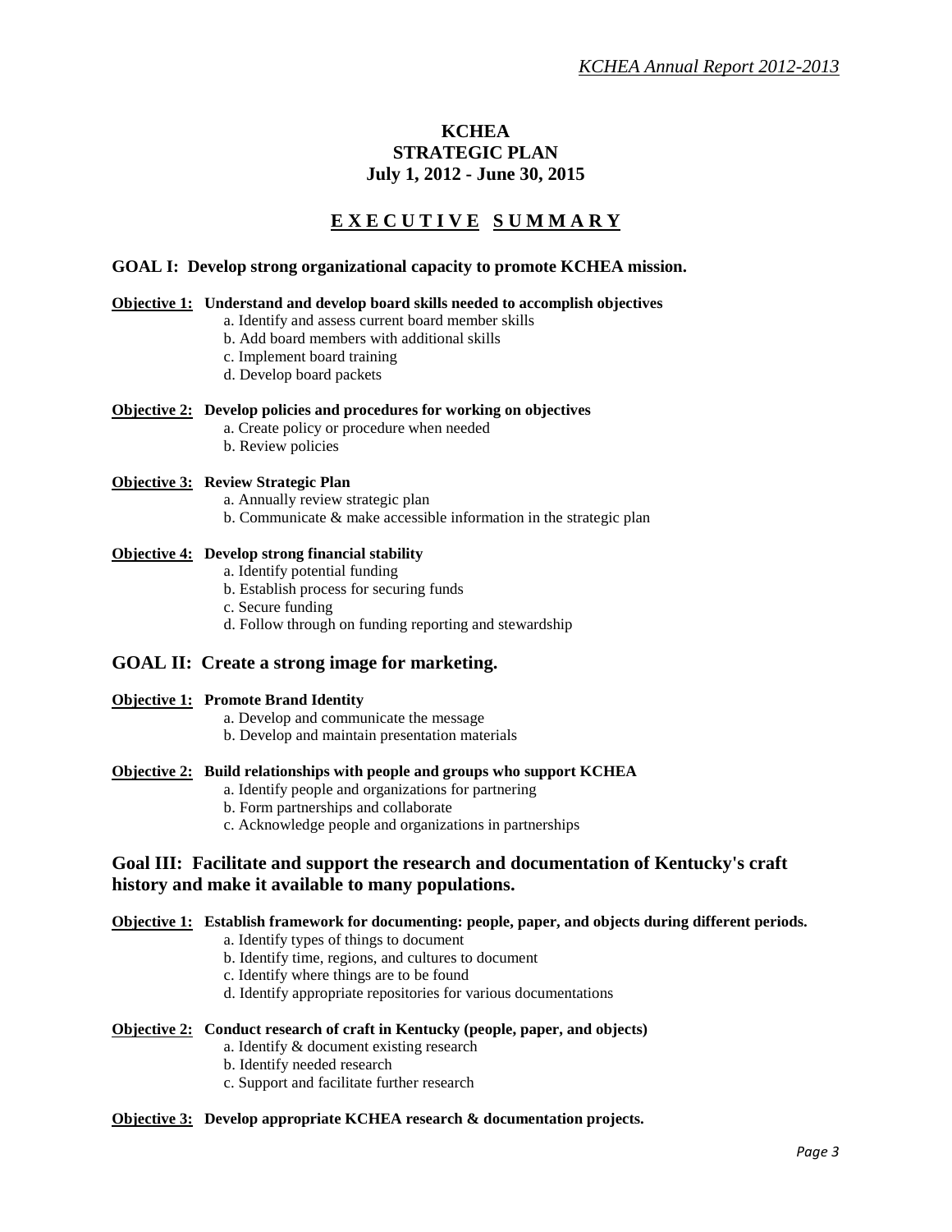# KCHEA
# STRATEGIC PLAN
# July 1, 2012 - June 30, 2015

## EXECUTIVE SUMMARY

### GOAL I: Develop strong organizational capacity to promote KCHEA mission.

**Objective 1: Understand and develop board skills needed to accomplish objectives**

a. Identify and assess current board member skills
b. Add board members with additional skills
c. Implement board training
d. Develop board packets

**Objective 2: Develop policies and procedures for working on objectives**

a. Create policy or procedure when needed
b. Review policies

**Objective 3: Review Strategic Plan**

a. Annually review strategic plan
b. Communicate & make accessible information in the strategic plan

**Objective 4: Develop strong financial stability**

a. Identify potential funding
b. Establish process for securing funds
c. Secure funding
d. Follow through on funding reporting and stewardship

### GOAL II: Create a strong image for marketing.

**Objective 1: Promote Brand Identity**

a. Develop and communicate the message
b. Develop and maintain presentation materials

**Objective 2: Build relationships with people and groups who support KCHEA**

a. Identify people and organizations for partnering
b. Form partnerships and collaborate
c. Acknowledge people and organizations in partnerships

### Goal III: Facilitate and support the research and documentation of Kentucky's craft history and make it available to many populations.

**Objective 1: Establish framework for documenting: people, paper, and objects during different periods.**

a. Identify types of things to document
b. Identify time, regions, and cultures to document
c. Identify where things are to be found
d. Identify appropriate repositories for various documentations

**Objective 2: Conduct research of craft in Kentucky (people, paper, and objects)**

a. Identify & document existing research
b. Identify needed research
c. Support and facilitate further research

**Objective 3: Develop appropriate KCHEA research & documentation projects.**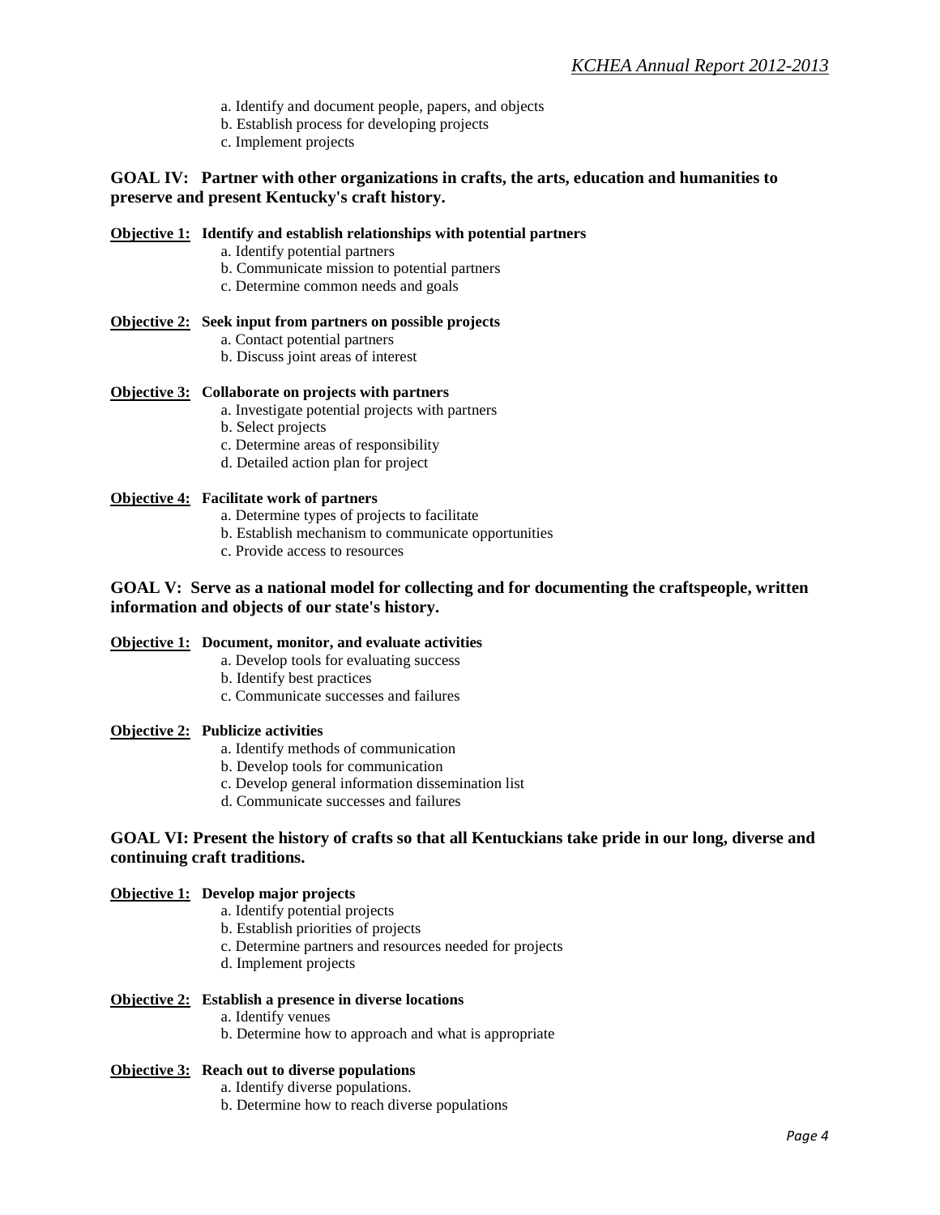a. Identify and document people, papers, and objects
b. Establish process for developing projects
c. Implement projects

### GOAL IV: Partner with other organizations in crafts, the arts, education and humanities to preserve and present Kentucky's craft history.

**<u>Objective 1:</u> Identify and establish relationships with potential partners**

a. Identify potential partners
b. Communicate mission to potential partners
c. Determine common needs and goals

**<u>Objective 2:</u> Seek input from partners on possible projects**

a. Contact potential partners
b. Discuss joint areas of interest

**<u>Objective 3:</u> Collaborate on projects with partners**

a. Investigate potential projects with partners
b. Select projects
c. Determine areas of responsibility
d. Detailed action plan for project

**<u>Objective 4:</u> Facilitate work of partners**

a. Determine types of projects to facilitate
b. Establish mechanism to communicate opportunities
c. Provide access to resources

### GOAL V: Serve as a national model for collecting and for documenting the craftspeople, written information and objects of our state's history.

**<u>Objective 1:</u> Document, monitor, and evaluate activities**

a. Develop tools for evaluating success
b. Identify best practices
c. Communicate successes and failures

**<u>Objective 2:</u> Publicize activities**

a. Identify methods of communication
b. Develop tools for communication
c. Develop general information dissemination list
d. Communicate successes and failures

### GOAL VI: Present the history of crafts so that all Kentuckians take pride in our long, diverse and continuing craft traditions.

**<u>Objective 1:</u> Develop major projects**

a. Identify potential projects
b. Establish priorities of projects
c. Determine partners and resources needed for projects
d. Implement projects

**<u>Objective 2:</u> Establish a presence in diverse locations**

a. Identify venues
b. Determine how to approach and what is appropriate

**<u>Objective 3:</u> Reach out to diverse populations**

a. Identify diverse populations.
b. Determine how to reach diverse populations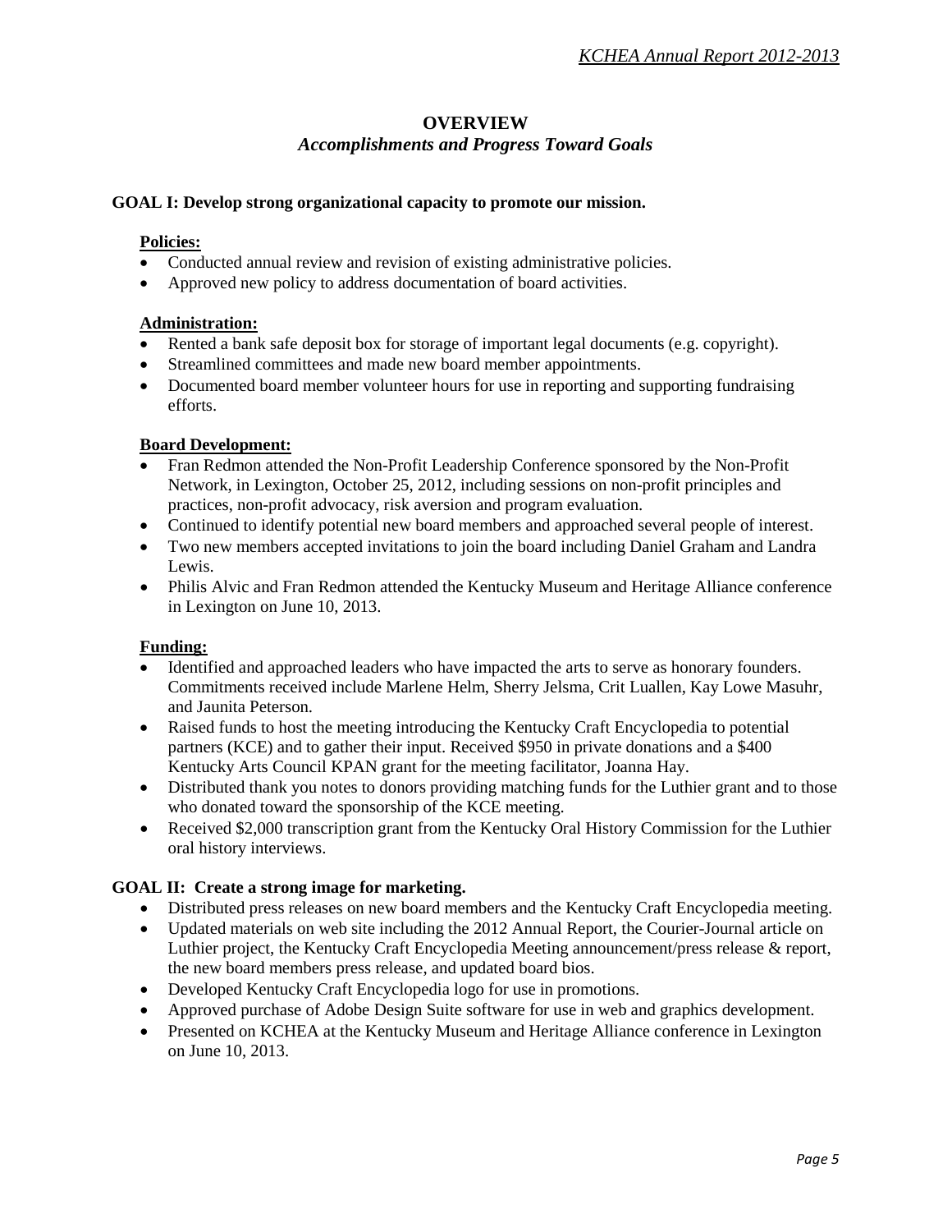## OVERVIEW

### *Accomplishments and Progress Toward Goals*

**GOAL I: Develop strong organizational capacity to promote our mission.**

**Policies:**

- Conducted annual review and revision of existing administrative policies.
- Approved new policy to address documentation of board activities.

**Administration:**

- Rented a bank safe deposit box for storage of important legal documents (e.g. copyright).
- Streamlined committees and made new board member appointments.
- Documented board member volunteer hours for use in reporting and supporting fundraising efforts.

**Board Development:**

- Fran Redmon attended the Non-Profit Leadership Conference sponsored by the Non-Profit Network, in Lexington, October 25, 2012, including sessions on non-profit principles and practices, non-profit advocacy, risk aversion and program evaluation.
- Continued to identify potential new board members and approached several people of interest.
- Two new members accepted invitations to join the board including Daniel Graham and Landra Lewis.
- Philis Alvic and Fran Redmon attended the Kentucky Museum and Heritage Alliance conference in Lexington on June 10, 2013.

**Funding:**

- Identified and approached leaders who have impacted the arts to serve as honorary founders. Commitments received include Marlene Helm, Sherry Jelsma, Crit Luallen, Kay Lowe Masuhr, and Jaunita Peterson.
- Raised funds to host the meeting introducing the Kentucky Craft Encyclopedia to potential partners (KCE) and to gather their input. Received $950 in private donations and a $400 Kentucky Arts Council KPAN grant for the meeting facilitator, Joanna Hay.
- Distributed thank you notes to donors providing matching funds for the Luthier grant and to those who donated toward the sponsorship of the KCE meeting.
- Received $2,000 transcription grant from the Kentucky Oral History Commission for the Luthier oral history interviews.

**GOAL II: Create a strong image for marketing.**

- Distributed press releases on new board members and the Kentucky Craft Encyclopedia meeting.
- Updated materials on web site including the 2012 Annual Report, the Courier-Journal article on Luthier project, the Kentucky Craft Encyclopedia Meeting announcement/press release & report, the new board members press release, and updated board bios.
- Developed Kentucky Craft Encyclopedia logo for use in promotions.
- Approved purchase of Adobe Design Suite software for use in web and graphics development.
- Presented on KCHEA at the Kentucky Museum and Heritage Alliance conference in Lexington on June 10, 2013.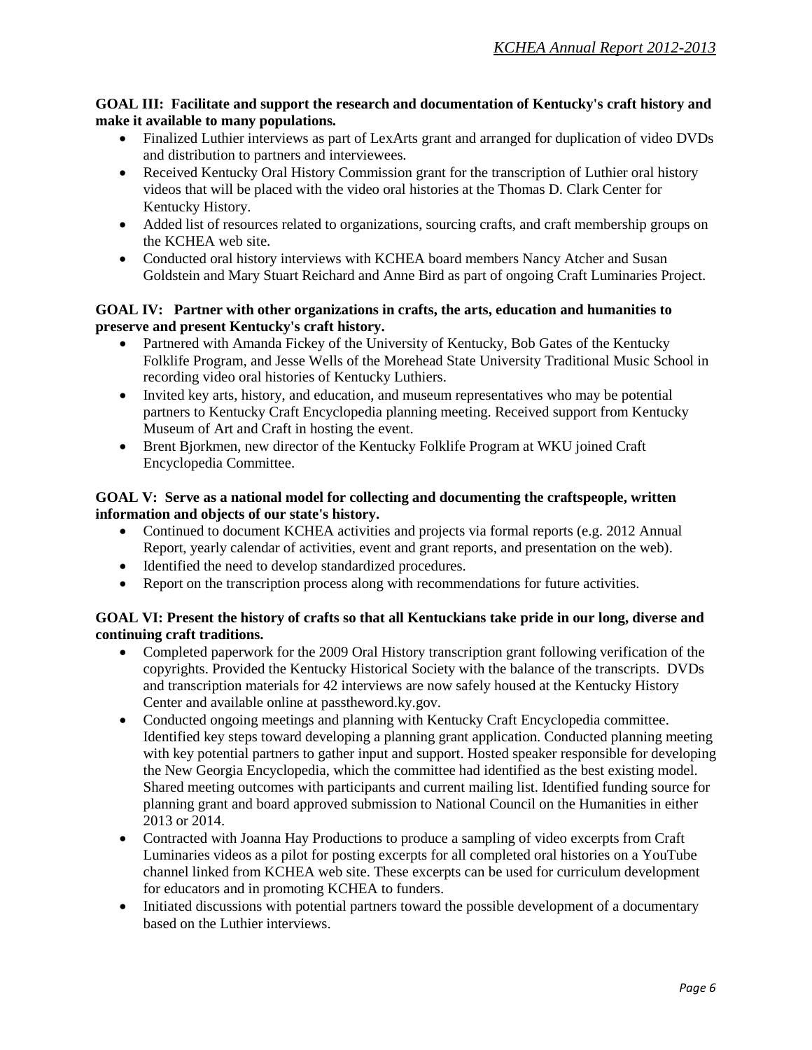**GOAL III: Facilitate and support the research and documentation of Kentucky's craft history and make it available to many populations.**

- Finalized Luthier interviews as part of LexArts grant and arranged for duplication of video DVDs and distribution to partners and interviewees.
- Received Kentucky Oral History Commission grant for the transcription of Luthier oral history videos that will be placed with the video oral histories at the Thomas D. Clark Center for Kentucky History.
- Added list of resources related to organizations, sourcing crafts, and craft membership groups on the KCHEA web site.
- Conducted oral history interviews with KCHEA board members Nancy Atcher and Susan Goldstein and Mary Stuart Reichard and Anne Bird as part of ongoing Craft Luminaries Project.

**GOAL IV: Partner with other organizations in crafts, the arts, education and humanities to preserve and present Kentucky's craft history.**

- Partnered with Amanda Fickey of the University of Kentucky, Bob Gates of the Kentucky Folklife Program, and Jesse Wells of the Morehead State University Traditional Music School in recording video oral histories of Kentucky Luthiers.
- Invited key arts, history, and education, and museum representatives who may be potential partners to Kentucky Craft Encyclopedia planning meeting. Received support from Kentucky Museum of Art and Craft in hosting the event.
- Brent Bjorkmen, new director of the Kentucky Folklife Program at WKU joined Craft Encyclopedia Committee.

**GOAL V: Serve as a national model for collecting and documenting the craftspeople, written information and objects of our state's history.**

- Continued to document KCHEA activities and projects via formal reports (e.g. 2012 Annual Report, yearly calendar of activities, event and grant reports, and presentation on the web).
- Identified the need to develop standardized procedures.
- Report on the transcription process along with recommendations for future activities.

**GOAL VI: Present the history of crafts so that all Kentuckians take pride in our long, diverse and continuing craft traditions.**

- Completed paperwork for the 2009 Oral History transcription grant following verification of the copyrights. Provided the Kentucky Historical Society with the balance of the transcripts. DVDs and transcription materials for 42 interviews are now safely housed at the Kentucky History Center and available online at passtheword.ky.gov.
- Conducted ongoing meetings and planning with Kentucky Craft Encyclopedia committee. Identified key steps toward developing a planning grant application. Conducted planning meeting with key potential partners to gather input and support. Hosted speaker responsible for developing the New Georgia Encyclopedia, which the committee had identified as the best existing model. Shared meeting outcomes with participants and current mailing list. Identified funding source for planning grant and board approved submission to National Council on the Humanities in either 2013 or 2014.
- Contracted with Joanna Hay Productions to produce a sampling of video excerpts from Craft Luminaries videos as a pilot for posting excerpts for all completed oral histories on a YouTube channel linked from KCHEA web site. These excerpts can be used for curriculum development for educators and in promoting KCHEA to funders.
- Initiated discussions with potential partners toward the possible development of a documentary based on the Luthier interviews.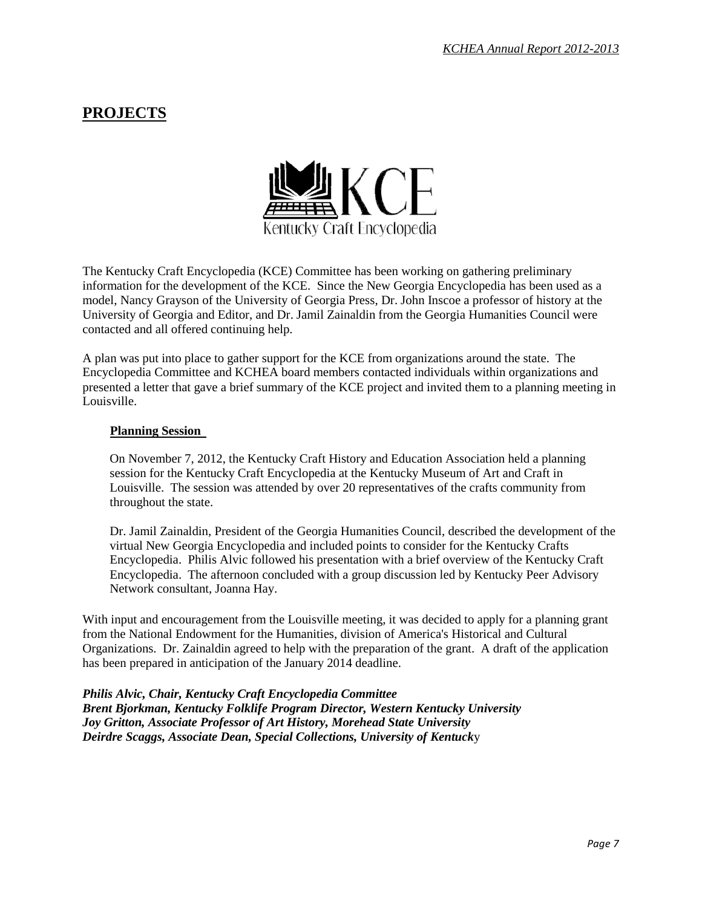## PROJECTS

KCE
Kentucky Craft Encyclopedia

The Kentucky Craft Encyclopedia (KCE) Committee has been working on gathering preliminary information for the development of the KCE. Since the New Georgia Encyclopedia has been used as a model, Nancy Grayson of the University of Georgia Press, Dr. John Inscoe a professor of history at the University of Georgia and Editor, and Dr. Jamil Zainaldin from the Georgia Humanities Council were contacted and all offered continuing help.

A plan was put into place to gather support for the KCE from organizations around the state. The Encyclopedia Committee and KCHEA board members contacted individuals within organizations and presented a letter that gave a brief summary of the KCE project and invited them to a planning meeting in Louisville.

### Planning Session

On November 7, 2012, the Kentucky Craft History and Education Association held a planning session for the Kentucky Craft Encyclopedia at the Kentucky Museum of Art and Craft in Louisville. The session was attended by over 20 representatives of the crafts community from throughout the state.

Dr. Jamil Zainaldin, President of the Georgia Humanities Council, described the development of the virtual New Georgia Encyclopedia and included points to consider for the Kentucky Crafts Encyclopedia. Philis Alvic followed his presentation with a brief overview of the Kentucky Craft Encyclopedia. The afternoon concluded with a group discussion led by Kentucky Peer Advisory Network consultant, Joanna Hay.

With input and encouragement from the Louisville meeting, it was decided to apply for a planning grant from the National Endowment for the Humanities, division of America's Historical and Cultural Organizations. Dr. Zainaldin agreed to help with the preparation of the grant. A draft of the application has been prepared in anticipation of the January 2014 deadline.

***Philis Alvic, Chair, Kentucky Craft Encyclopedia Committee***
***Brent Bjorkman, Kentucky Folklife Program Director, Western Kentucky University***
***Joy Gritton, Associate Professor of Art History, Morehead State University***
***Deirdre Scaggs, Associate Dean, Special Collections, University of Kentucky***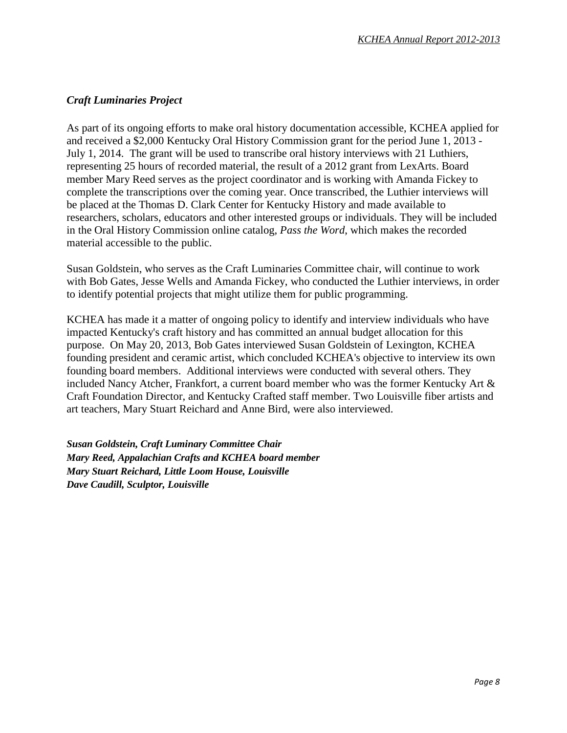### *Craft Luminaries Project*

As part of its ongoing efforts to make oral history documentation accessible, KCHEA applied for and received a $2,000 Kentucky Oral History Commission grant for the period June 1, 2013 - July 1, 2014. The grant will be used to transcribe oral history interviews with 21 Luthiers, representing 25 hours of recorded material, the result of a 2012 grant from LexArts. Board member Mary Reed serves as the project coordinator and is working with Amanda Fickey to complete the transcriptions over the coming year. Once transcribed, the Luthier interviews will be placed at the Thomas D. Clark Center for Kentucky History and made available to researchers, scholars, educators and other interested groups or individuals. They will be included in the Oral History Commission online catalog, *Pass the Word*, which makes the recorded material accessible to the public.

Susan Goldstein, who serves as the Craft Luminaries Committee chair, will continue to work with Bob Gates, Jesse Wells and Amanda Fickey, who conducted the Luthier interviews, in order to identify potential projects that might utilize them for public programming.

KCHEA has made it a matter of ongoing policy to identify and interview individuals who have impacted Kentucky's craft history and has committed an annual budget allocation for this purpose. On May 20, 2013, Bob Gates interviewed Susan Goldstein of Lexington, KCHEA founding president and ceramic artist, which concluded KCHEA's objective to interview its own founding board members. Additional interviews were conducted with several others. They included Nancy Atcher, Frankfort, a current board member who was the former Kentucky Art & Craft Foundation Director, and Kentucky Crafted staff member. Two Louisville fiber artists and art teachers, Mary Stuart Reichard and Anne Bird, were also interviewed.

***Susan Goldstein, Craft Luminary Committee Chair***
***Mary Reed, Appalachian Crafts and KCHEA board member***
***Mary Stuart Reichard, Little Loom House, Louisville***
***Dave Caudill, Sculptor, Louisville***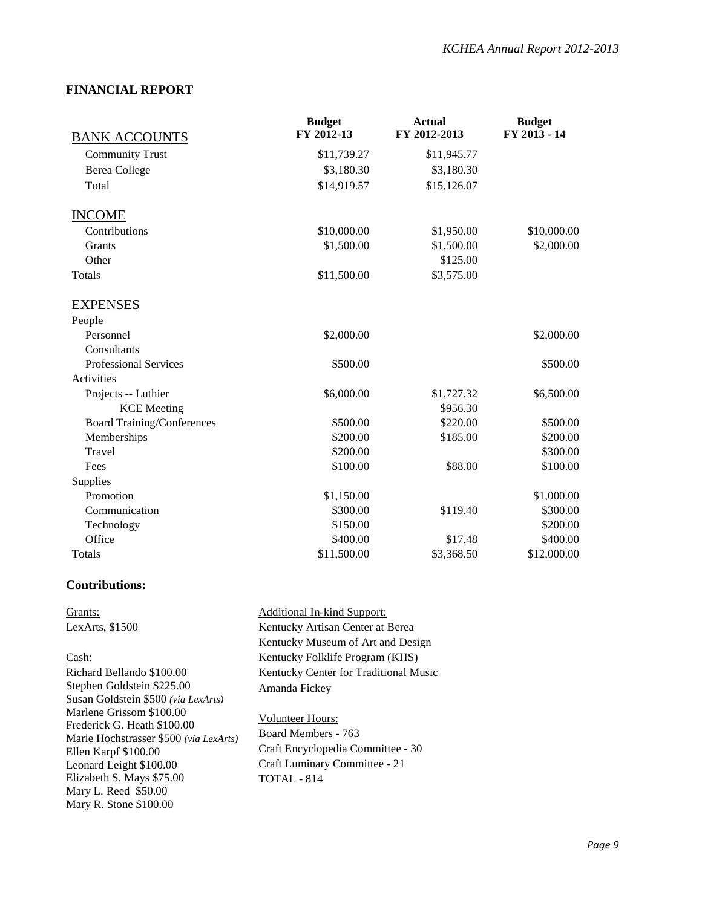## FINANCIAL REPORT

| | Budget FY 2012-13 | Actual FY 2012-2013 | Budget FY 2013 - 14 |
|---|---|---|---|
| BANK ACCOUNTS | | | |
| Community Trust | $11,739.27 | $11,945.77 | |
| Berea College | $3,180.30 | $3,180.30 | |
| Total | $14,919.57 | $15,126.07 | |
| INCOME | | | |
| Contributions | $10,000.00 | $1,950.00 | $10,000.00 |
| Grants | $1,500.00 | $1,500.00 | $2,000.00 |
| Other | | $125.00 | |
| Totals | $11,500.00 | $3,575.00 | |
| EXPENSES | | | |
| People | | | |
| Personnel | $2,000.00 | | $2,000.00 |
| Consultants | | | |
| Professional Services | $500.00 | | $500.00 |
| Activities | | | |
| Projects -- Luthier | $6,000.00 | $1,727.32 | $6,500.00 |
| KCE Meeting | | $956.30 | |
| Board Training/Conferences | $500.00 | $220.00 | $500.00 |
| Memberships | $200.00 | $185.00 | $200.00 |
| Travel | $200.00 | | $300.00 |
| Fees | $100.00 | $88.00 | $100.00 |
| Supplies | | | |
| Promotion | $1,150.00 | | $1,000.00 |
| Communication | $300.00 | $119.40 | $300.00 |
| Technology | $150.00 | | $200.00 |
| Office | $400.00 | $17.48 | $400.00 |
| Totals | $11,500.00 | $3,368.50 | $12,000.00 |

### Contributions:

Grants:
LexArts, $1500

Cash:
Richard Bellando $100.00
Stephen Goldstein $225.00
Susan Goldstein $500 *(via LexArts)*
Marlene Grissom $100.00
Frederick G. Heath $100.00
Marie Hochstrasser $500 *(via LexArts)*
Ellen Karpf $100.00
Leonard Leight $100.00
Elizabeth S. Mays $75.00
Mary L. Reed $50.00
Mary R. Stone $100.00

Additional In-kind Support:
Kentucky Artisan Center at Berea
Kentucky Museum of Art and Design
Kentucky Folklife Program (KHS)
Kentucky Center for Traditional Music
Amanda Fickey

Volunteer Hours:
Board Members - 763
Craft Encyclopedia Committee - 30
Craft Luminary Committee - 21
TOTAL - 814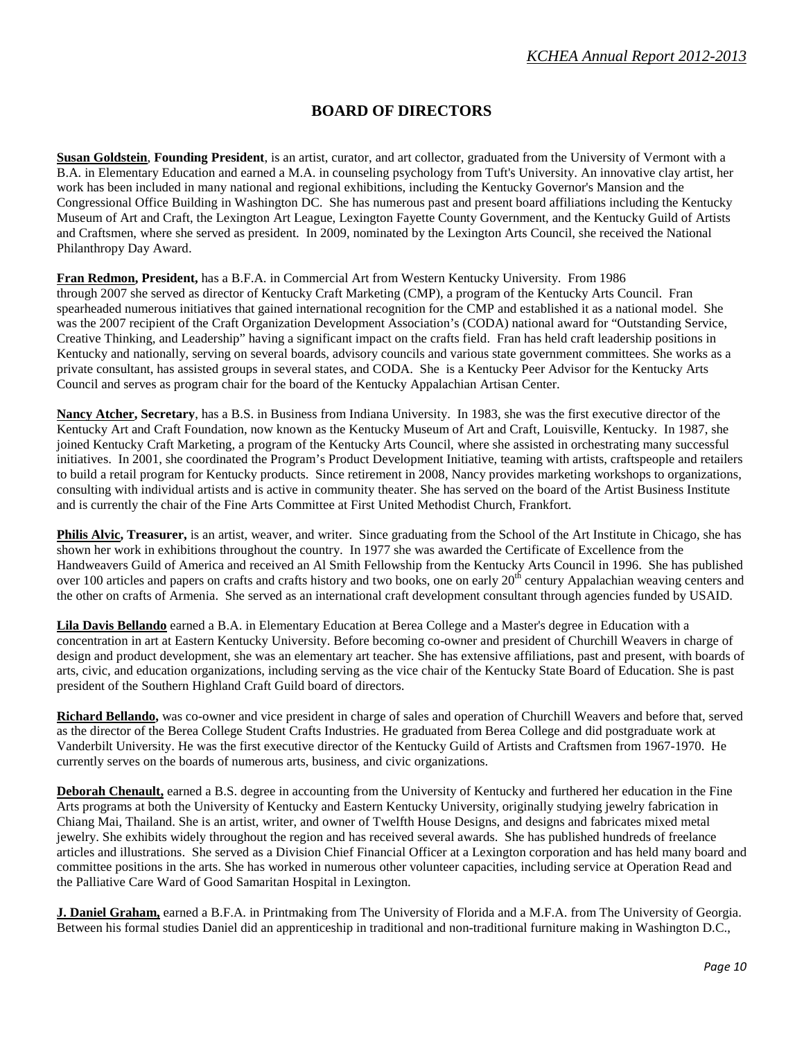# BOARD OF DIRECTORS

**Susan Goldstein**, **Founding President**, is an artist, curator, and art collector, graduated from the University of Vermont with a B.A. in Elementary Education and earned a M.A. in counseling psychology from Tuft's University. An innovative clay artist, her work has been included in many national and regional exhibitions, including the Kentucky Governor's Mansion and the Congressional Office Building in Washington DC. She has numerous past and present board affiliations including the Kentucky Museum of Art and Craft, the Lexington Art League, Lexington Fayette County Government, and the Kentucky Guild of Artists and Craftsmen, where she served as president. In 2009, nominated by the Lexington Arts Council, she received the National Philanthropy Day Award.

**Fran Redmon, President,** has a B.F.A. in Commercial Art from Western Kentucky University. From 1986 through 2007 she served as director of Kentucky Craft Marketing (CMP), a program of the Kentucky Arts Council. Fran spearheaded numerous initiatives that gained international recognition for the CMP and established it as a national model. She was the 2007 recipient of the Craft Organization Development Association's (CODA) national award for "Outstanding Service, Creative Thinking, and Leadership" having a significant impact on the crafts field. Fran has held craft leadership positions in Kentucky and nationally, serving on several boards, advisory councils and various state government committees. She works as a private consultant, has assisted groups in several states, and CODA. She is a Kentucky Peer Advisor for the Kentucky Arts Council and serves as program chair for the board of the Kentucky Appalachian Artisan Center.

**Nancy Atcher, Secretary**, has a B.S. in Business from Indiana University. In 1983, she was the first executive director of the Kentucky Art and Craft Foundation, now known as the Kentucky Museum of Art and Craft, Louisville, Kentucky. In 1987, she joined Kentucky Craft Marketing, a program of the Kentucky Arts Council, where she assisted in orchestrating many successful initiatives. In 2001, she coordinated the Program's Product Development Initiative, teaming with artists, craftspeople and retailers to build a retail program for Kentucky products. Since retirement in 2008, Nancy provides marketing workshops to organizations, consulting with individual artists and is active in community theater. She has served on the board of the Artist Business Institute and is currently the chair of the Fine Arts Committee at First United Methodist Church, Frankfort.

**Philis Alvic, Treasurer,** is an artist, weaver, and writer. Since graduating from the School of the Art Institute in Chicago, she has shown her work in exhibitions throughout the country. In 1977 she was awarded the Certificate of Excellence from the Handweavers Guild of America and received an Al Smith Fellowship from the Kentucky Arts Council in 1996. She has published over 100 articles and papers on crafts and crafts history and two books, one on early 20th century Appalachian weaving centers and the other on crafts of Armenia. She served as an international craft development consultant through agencies funded by USAID.

**Lila Davis Bellando** earned a B.A. in Elementary Education at Berea College and a Master's degree in Education with a concentration in art at Eastern Kentucky University. Before becoming co-owner and president of Churchill Weavers in charge of design and product development, she was an elementary art teacher. She has extensive affiliations, past and present, with boards of arts, civic, and education organizations, including serving as the vice chair of the Kentucky State Board of Education. She is past president of the Southern Highland Craft Guild board of directors.

**Richard Bellando,** was co-owner and vice president in charge of sales and operation of Churchill Weavers and before that, served as the director of the Berea College Student Crafts Industries. He graduated from Berea College and did postgraduate work at Vanderbilt University. He was the first executive director of the Kentucky Guild of Artists and Craftsmen from 1967-1970. He currently serves on the boards of numerous arts, business, and civic organizations.

**Deborah Chenault,** earned a B.S. degree in accounting from the University of Kentucky and furthered her education in the Fine Arts programs at both the University of Kentucky and Eastern Kentucky University, originally studying jewelry fabrication in Chiang Mai, Thailand. She is an artist, writer, and owner of Twelfth House Designs, and designs and fabricates mixed metal jewelry. She exhibits widely throughout the region and has received several awards. She has published hundreds of freelance articles and illustrations. She served as a Division Chief Financial Officer at a Lexington corporation and has held many board and committee positions in the arts. She has worked in numerous other volunteer capacities, including service at Operation Read and the Palliative Care Ward of Good Samaritan Hospital in Lexington.

**J. Daniel Graham,** earned a B.F.A. in Printmaking from The University of Florida and a M.F.A. from The University of Georgia. Between his formal studies Daniel did an apprenticeship in traditional and non-traditional furniture making in Washington D.C.,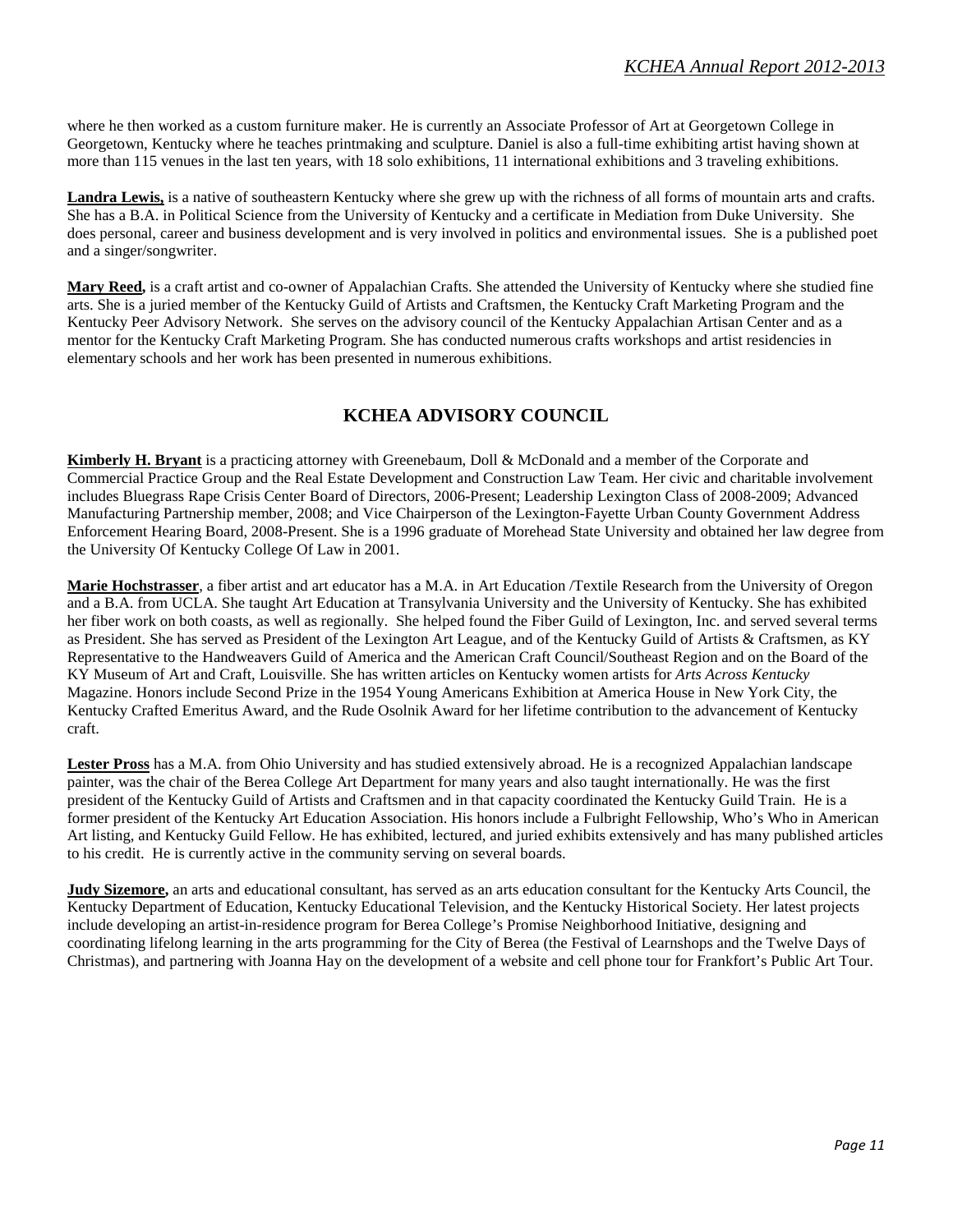where he then worked as a custom furniture maker. He is currently an Associate Professor of Art at Georgetown College in Georgetown, Kentucky where he teaches printmaking and sculpture. Daniel is also a full-time exhibiting artist having shown at more than 115 venues in the last ten years, with 18 solo exhibitions, 11 international exhibitions and 3 traveling exhibitions.

**Landra Lewis,** is a native of southeastern Kentucky where she grew up with the richness of all forms of mountain arts and crafts. She has a B.A. in Political Science from the University of Kentucky and a certificate in Mediation from Duke University. She does personal, career and business development and is very involved in politics and environmental issues. She is a published poet and a singer/songwriter.

**Mary Reed,** is a craft artist and co-owner of Appalachian Crafts. She attended the University of Kentucky where she studied fine arts. She is a juried member of the Kentucky Guild of Artists and Craftsmen, the Kentucky Craft Marketing Program and the Kentucky Peer Advisory Network. She serves on the advisory council of the Kentucky Appalachian Artisan Center and as a mentor for the Kentucky Craft Marketing Program. She has conducted numerous crafts workshops and artist residencies in elementary schools and her work has been presented in numerous exhibitions.

## KCHEA ADVISORY COUNCIL

**Kimberly H. Bryant** is a practicing attorney with Greenebaum, Doll & McDonald and a member of the Corporate and Commercial Practice Group and the Real Estate Development and Construction Law Team. Her civic and charitable involvement includes Bluegrass Rape Crisis Center Board of Directors, 2006-Present; Leadership Lexington Class of 2008-2009; Advanced Manufacturing Partnership member, 2008; and Vice Chairperson of the Lexington-Fayette Urban County Government Address Enforcement Hearing Board, 2008-Present. She is a 1996 graduate of Morehead State University and obtained her law degree from the University Of Kentucky College Of Law in 2001.

**Marie Hochstrasser**, a fiber artist and art educator has a M.A. in Art Education /Textile Research from the University of Oregon and a B.A. from UCLA. She taught Art Education at Transylvania University and the University of Kentucky. She has exhibited her fiber work on both coasts, as well as regionally. She helped found the Fiber Guild of Lexington, Inc. and served several terms as President. She has served as President of the Lexington Art League, and of the Kentucky Guild of Artists & Craftsmen, as KY Representative to the Handweavers Guild of America and the American Craft Council/Southeast Region and on the Board of the KY Museum of Art and Craft, Louisville. She has written articles on Kentucky women artists for *Arts Across Kentucky* Magazine. Honors include Second Prize in the 1954 Young Americans Exhibition at America House in New York City, the Kentucky Crafted Emeritus Award, and the Rude Osolnik Award for her lifetime contribution to the advancement of Kentucky craft.

**Lester Pross** has a M.A. from Ohio University and has studied extensively abroad. He is a recognized Appalachian landscape painter, was the chair of the Berea College Art Department for many years and also taught internationally. He was the first president of the Kentucky Guild of Artists and Craftsmen and in that capacity coordinated the Kentucky Guild Train. He is a former president of the Kentucky Art Education Association. His honors include a Fulbright Fellowship, Who's Who in American Art listing, and Kentucky Guild Fellow. He has exhibited, lectured, and juried exhibits extensively and has many published articles to his credit. He is currently active in the community serving on several boards.

**Judy Sizemore,** an arts and educational consultant, has served as an arts education consultant for the Kentucky Arts Council, the Kentucky Department of Education, Kentucky Educational Television, and the Kentucky Historical Society. Her latest projects include developing an artist-in-residence program for Berea College's Promise Neighborhood Initiative, designing and coordinating lifelong learning in the arts programming for the City of Berea (the Festival of Learnshops and the Twelve Days of Christmas), and partnering with Joanna Hay on the development of a website and cell phone tour for Frankfort's Public Art Tour.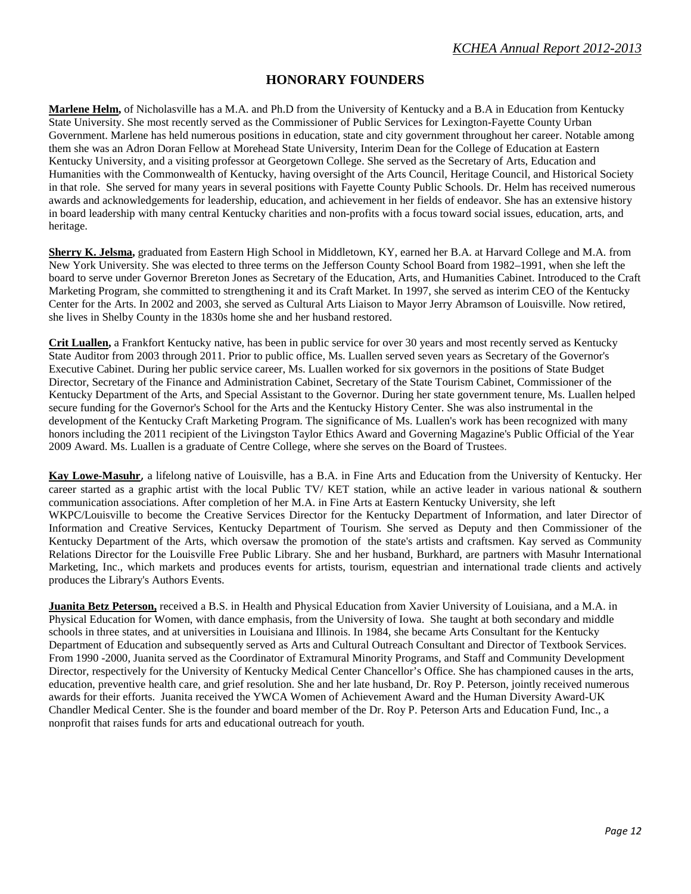## HONORARY FOUNDERS

**Marlene Helm,** of Nicholasville has a M.A. and Ph.D from the University of Kentucky and a B.A in Education from Kentucky State University. She most recently served as the Commissioner of Public Services for Lexington-Fayette County Urban Government. Marlene has held numerous positions in education, state and city government throughout her career. Notable among them she was an Adron Doran Fellow at Morehead State University, Interim Dean for the College of Education at Eastern Kentucky University, and a visiting professor at Georgetown College. She served as the Secretary of Arts, Education and Humanities with the Commonwealth of Kentucky, having oversight of the Arts Council, Heritage Council, and Historical Society in that role. She served for many years in several positions with Fayette County Public Schools. Dr. Helm has received numerous awards and acknowledgements for leadership, education, and achievement in her fields of endeavor. She has an extensive history in board leadership with many central Kentucky charities and non-profits with a focus toward social issues, education, arts, and heritage.

**Sherry K. Jelsma,** graduated from Eastern High School in Middletown, KY, earned her B.A. at Harvard College and M.A. from New York University. She was elected to three terms on the Jefferson County School Board from 1982–1991, when she left the board to serve under Governor Brereton Jones as Secretary of the Education, Arts, and Humanities Cabinet. Introduced to the Craft Marketing Program, she committed to strengthening it and its Craft Market. In 1997, she served as interim CEO of the Kentucky Center for the Arts. In 2002 and 2003, she served as Cultural Arts Liaison to Mayor Jerry Abramson of Louisville. Now retired, she lives in Shelby County in the 1830s home she and her husband restored.

**Crit Luallen,** a Frankfort Kentucky native, has been in public service for over 30 years and most recently served as Kentucky State Auditor from 2003 through 2011. Prior to public office, Ms. Luallen served seven years as Secretary of the Governor's Executive Cabinet. During her public service career, Ms. Luallen worked for six governors in the positions of State Budget Director, Secretary of the Finance and Administration Cabinet, Secretary of the State Tourism Cabinet, Commissioner of the Kentucky Department of the Arts, and Special Assistant to the Governor. During her state government tenure, Ms. Luallen helped secure funding for the Governor's School for the Arts and the Kentucky History Center. She was also instrumental in the development of the Kentucky Craft Marketing Program. The significance of Ms. Luallen's work has been recognized with many honors including the 2011 recipient of the Livingston Taylor Ethics Award and Governing Magazine's Public Official of the Year 2009 Award. Ms. Luallen is a graduate of Centre College, where she serves on the Board of Trustees.

**Kay Lowe-Masuhr,** a lifelong native of Louisville, has a B.A. in Fine Arts and Education from the University of Kentucky. Her career started as a graphic artist with the local Public TV/ KET station, while an active leader in various national & southern communication associations. After completion of her M.A. in Fine Arts at Eastern Kentucky University, she left WKPC/Louisville to become the Creative Services Director for the Kentucky Department of Information, and later Director of Information and Creative Services, Kentucky Department of Tourism. She served as Deputy and then Commissioner of the Kentucky Department of the Arts, which oversaw the promotion of the state's artists and craftsmen. Kay served as Community Relations Director for the Louisville Free Public Library. She and her husband, Burkhard, are partners with Masuhr International Marketing, Inc., which markets and produces events for artists, tourism, equestrian and international trade clients and actively produces the Library's Authors Events.

**Juanita Betz Peterson,** received a B.S. in Health and Physical Education from Xavier University of Louisiana, and a M.A. in Physical Education for Women, with dance emphasis, from the University of Iowa. She taught at both secondary and middle schools in three states, and at universities in Louisiana and Illinois. In 1984, she became Arts Consultant for the Kentucky Department of Education and subsequently served as Arts and Cultural Outreach Consultant and Director of Textbook Services. From 1990 -2000, Juanita served as the Coordinator of Extramural Minority Programs, and Staff and Community Development Director, respectively for the University of Kentucky Medical Center Chancellor's Office. She has championed causes in the arts, education, preventive health care, and grief resolution. She and her late husband, Dr. Roy P. Peterson, jointly received numerous awards for their efforts. Juanita received the YWCA Women of Achievement Award and the Human Diversity Award-UK Chandler Medical Center. She is the founder and board member of the Dr. Roy P. Peterson Arts and Education Fund, Inc., a nonprofit that raises funds for arts and educational outreach for youth.